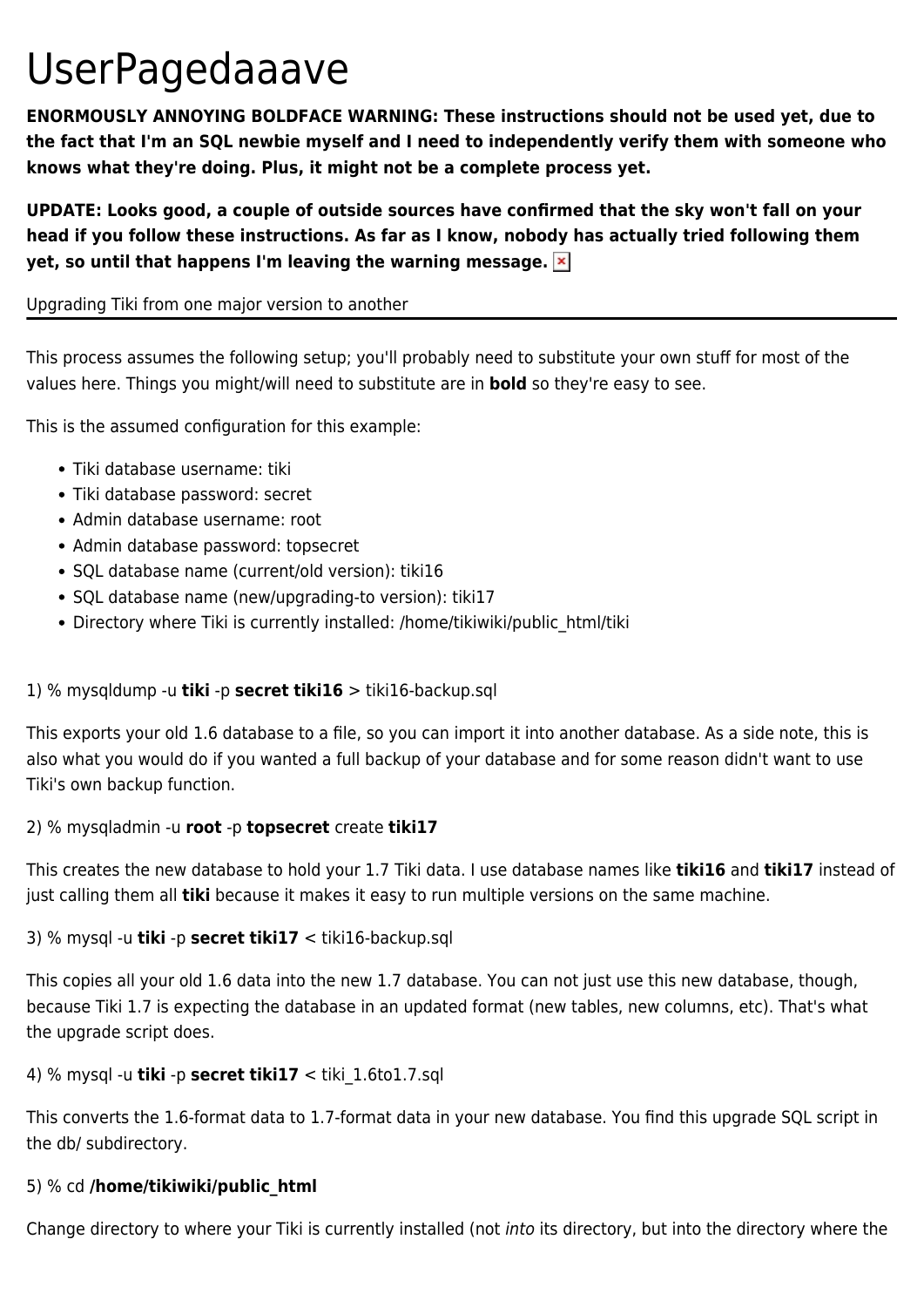# UserPagedaaave

**ENORMOUSLY ANNOYING BOLDFACE WARNING: These instructions should not be used yet, due to the fact that I'm an SQL newbie myself and I need to independently verify them with someone who knows what they're doing. Plus, it might not be a complete process yet.**

**UPDATE: Looks good, a couple of outside sources have confirmed that the sky won't fall on your head if you follow these instructions. As far as I know, nobody has actually tried following them yet, so until that happens I'm leaving the warning message.**

## Upgrading Tiki from one major version to another

This process assumes the following setup; you'll probably need to substitute your own stuff for most of the values here. Things you might/will need to substitute are in **bold** so they're easy to see.

This is the assumed configuration for this example:

- Tiki database username: tiki
- Tiki database password: secret
- Admin database username: root
- Admin database password: topsecret
- SQL database name (current/old version): tiki16
- SQL database name (new/upgrading-to version): tiki17
- Directory where Tiki is currently installed: /home/tikiwiki/public_html/tiki

1) % mysqldump -u **tiki** -p **secret tiki16** > tiki16-backup.sql

This exports your old 1.6 database to a file, so you can import it into another database. As a side note, this is also what you would do if you wanted a full backup of your database and for some reason didn't want to use Tiki's own backup function.

2) % mysqladmin -u **root** -p **topsecret** create **tiki17**

This creates the new database to hold your 1.7 Tiki data. I use database names like **tiki16** and **tiki17** instead of just calling them all **tiki** because it makes it easy to run multiple versions on the same machine.

3) % mysql -u **tiki** -p **secret tiki17** < tiki16-backup.sql

This copies all your old 1.6 data into the new 1.7 database. You can not just use this new database, though, because Tiki 1.7 is expecting the database in an updated format (new tables, new columns, etc). That's what the upgrade script does.

4) % mysql -u **tiki** -p **secret tiki17** < tiki_1.6to1.7.sql

This converts the 1.6-format data to 1.7-format data in your new database. You find this upgrade SQL script in the db/ subdirectory.

5) % cd **/home/tikiwiki/public_html**

Change directory to where your Tiki is currently installed (not *into* its directory, but into the directory where the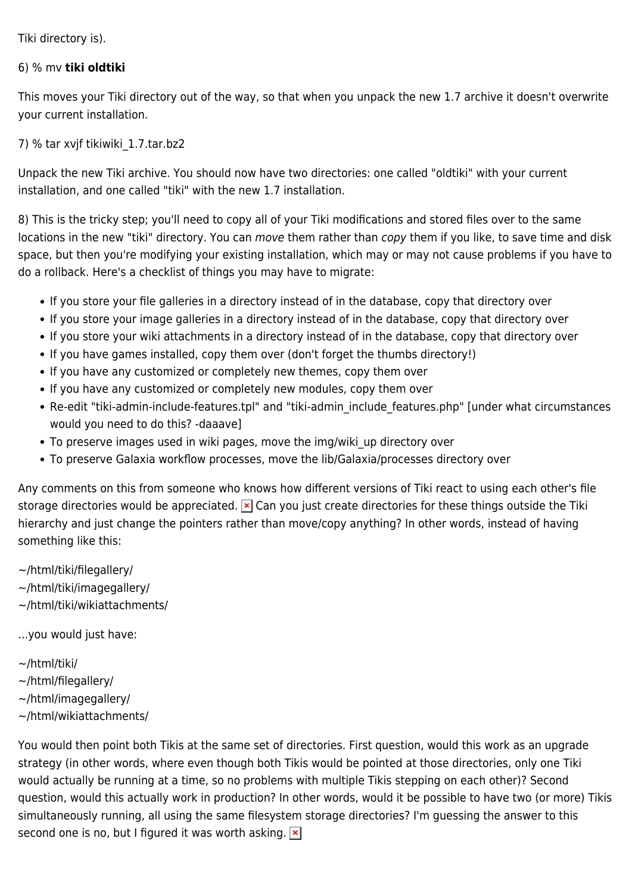Tiki directory is).

6) % mv **tiki oldtiki**

This moves your Tiki directory out of the way, so that when you unpack the new 1.7 archive it doesn't overwrite your current installation.

7) % tar xvjf tikiwiki_1.7.tar.bz2

Unpack the new Tiki archive. You should now have two directories: one called "oldtiki" with your current installation, and one called "tiki" with the new 1.7 installation.

8) This is the tricky step; you'll need to copy all of your Tiki modifications and stored files over to the same locations in the new "tiki" directory. You can *move* them rather than *copy* them if you like, to save time and disk space, but then you're modifying your existing installation, which may or may not cause problems if you have to do a rollback. Here's a checklist of things you may have to migrate:

- If you store your file galleries in a directory instead of in the database, copy that directory over
- If you store your image galleries in a directory instead of in the database, copy that directory over
- If you store your wiki attachments in a directory instead of in the database, copy that directory over
- If you have games installed, copy them over (don't forget the thumbs directory!)
- If you have any customized or completely new themes, copy them over
- If you have any customized or completely new modules, copy them over
- Re-edit "tiki-admin-include-features.tpl" and "tiki-admin_include_features.php" [under what circumstances would you need to do this? -daaave]
- To preserve images used in wiki pages, move the img/wiki_up directory over
- To preserve Galaxia workflow processes, move the lib/Galaxia/processes directory over

Any comments on this from someone who knows how different versions of Tiki react to using each other's file storage directories would be appreciated. Can you just create directories for these things outside the Tiki hierarchy and just change the pointers rather than move/copy anything? In other words, instead of having something like this:

~/html/tiki/filegallery/
~/html/tiki/imagegallery/
~/html/tiki/wikiattachments/

...you would just have:

~/html/tiki/
~/html/filegallery/
~/html/imagegallery/
~/html/wikiattachments/

You would then point both Tikis at the same set of directories. First question, would this work as an upgrade strategy (in other words, where even though both Tikis would be pointed at those directories, only one Tiki would actually be running at a time, so no problems with multiple Tikis stepping on each other)? Second question, would this actually work in production? In other words, would it be possible to have two (or more) Tikis simultaneously running, all using the same filesystem storage directories? I'm guessing the answer to this second one is no, but I figured it was worth asking.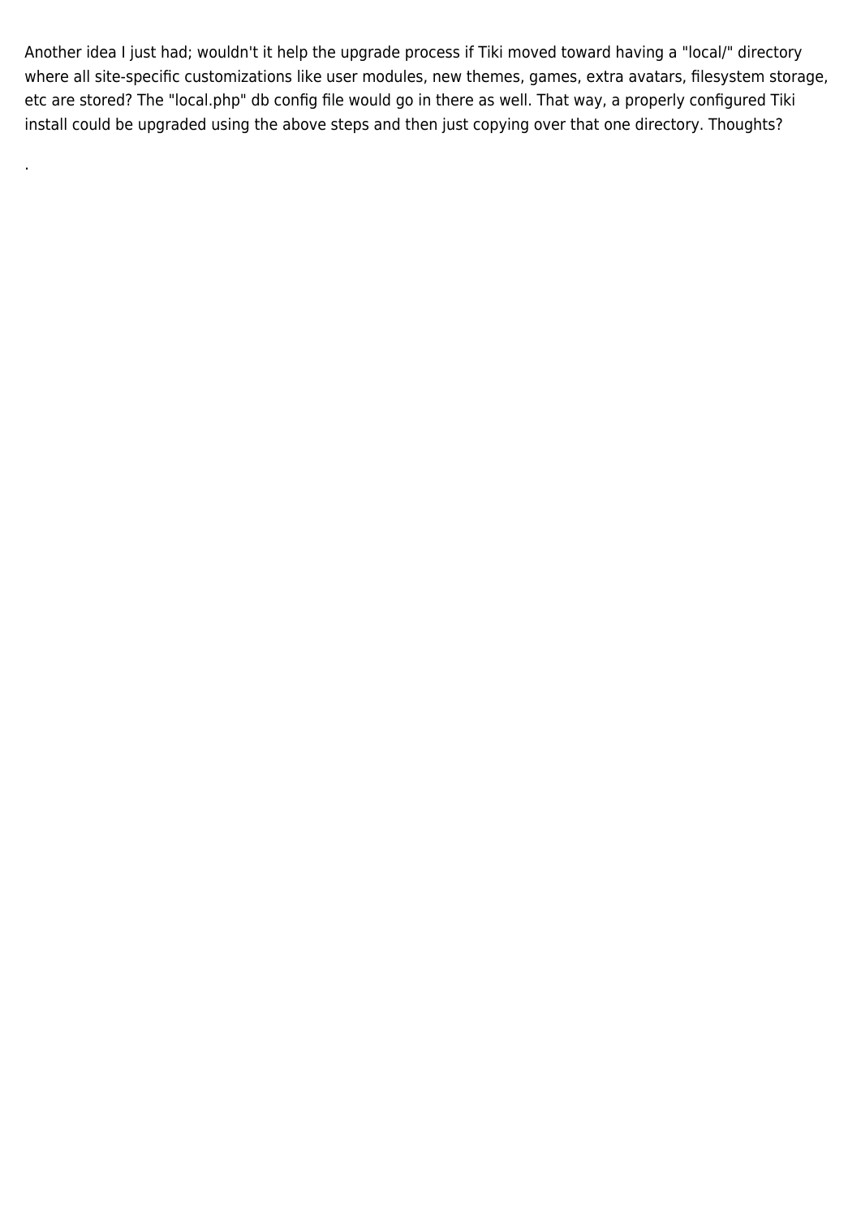Another idea I just had; wouldn't it help the upgrade process if Tiki moved toward having a "local/" directory where all site-specific customizations like user modules, new themes, games, extra avatars, filesystem storage, etc are stored? The "local.php" db config file would go in there as well. That way, a properly configured Tiki install could be upgraded using the above steps and then just copying over that one directory. Thoughts?

.